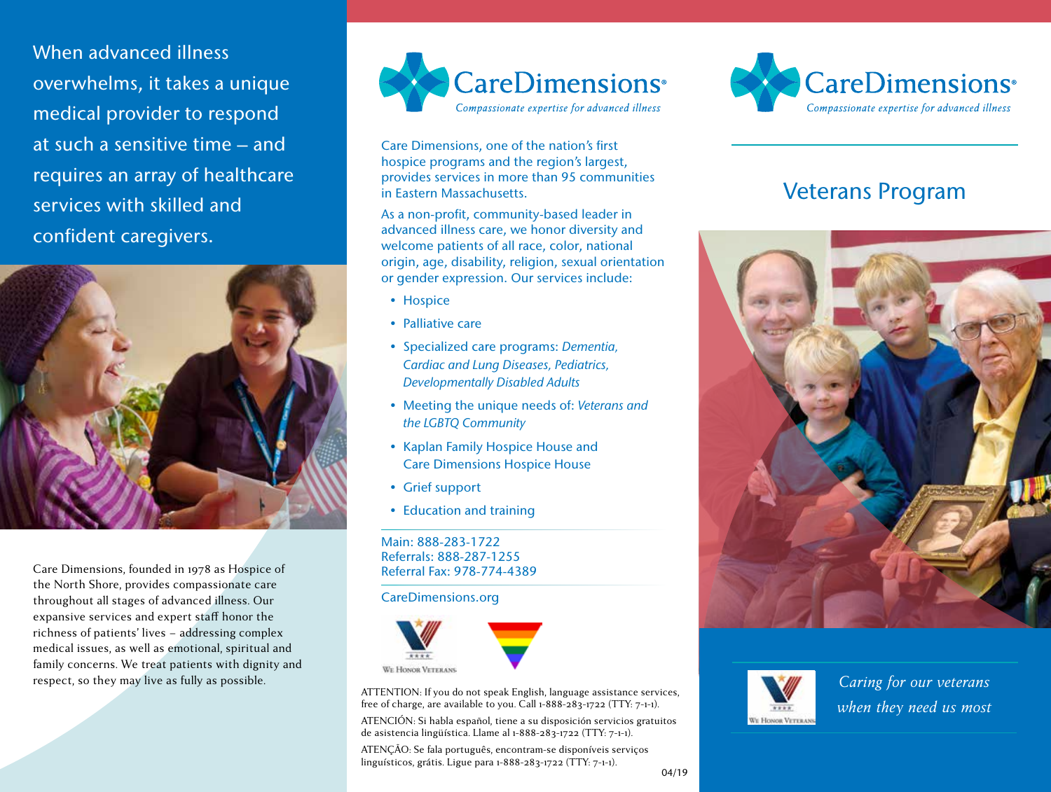When advanced illness overwhelms, it takes a unique medical provider to respond at such a sensitive time – and requires an array of healthcare services with skilled and confident caregivers.

Care Dimensions, founded in 1978 as Hospice of the North Shore, provides compassionate care throughout all stages of advanced illness. Our expansive services and expert staff honor the richness of patients' lives – addressing complex medical issues, as well as emotional, spiritual and family concerns. We treat patients with dignity and respect, so they may live as fully as possible.

# CareDimensions®

*Compassionate expertise for advanced illness*

Care Dimensions, one of the nation's first hospice programs and the region's largest, provides services in more than 95 communities in Eastern Massachusetts.

As a non-profit, community-based leader in advanced illness care, we honor diversity and welcome patients of all race, color, national origin, age, disability, religion, sexual orientation or gender expression. Our services include:

- Hospice
- Palliative care
- Specialized care programs: *Dementia, Cardiac and Lung Diseases, Pediatrics, Developmentally Disabled Adults*
- Meeting the unique needs of: *Veterans and the LGBTQ Community*
- Kaplan Family Hospice House and Care Dimensions Hospice House
- Grief support
- Education and training

Main: 888-283-1722
Referrals: 888-287-1255
Referral Fax: 978-774-4389

CareDimensions.org

We Honor Veterans

ATTENTION: If you do not speak English, language assistance services, free of charge, are available to you. Call 1-888-283-1722 (TTY: 7-1-1).

ATENCIÓN: Si habla español, tiene a su disposición servicios gratuitos de asistencia lingüística. Llame al 1-888-283-1722 (TTY: 7-1-1).

ATENÇÃO: Se fala português, encontram-se disponíveis serviços linguísticos, grátis. Ligue para 1-888-283-1722 (TTY: 7-1-1).

04/19

# CareDimensions®

*Compassionate expertise for advanced illness*

## Veterans Program

We Honor Veterans

*Caring for our veterans when they need us most*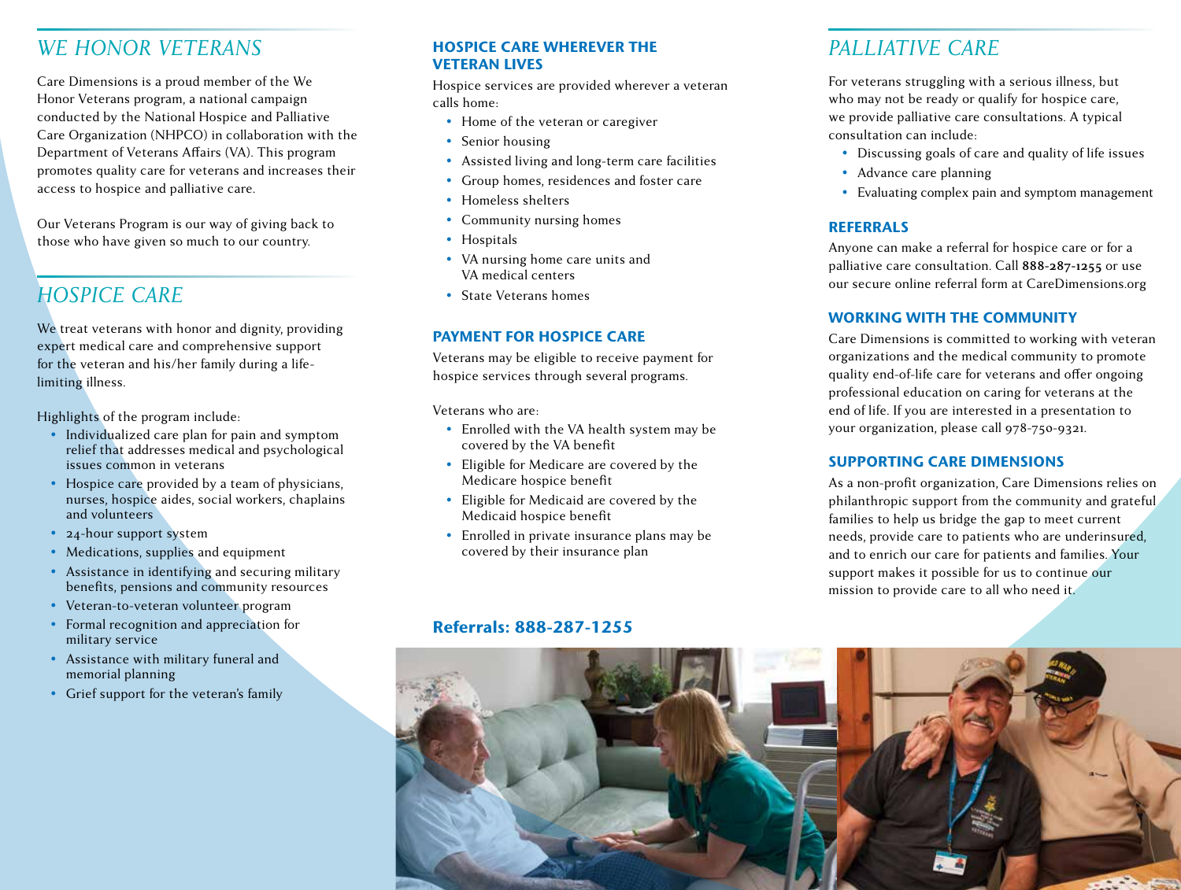## WE HONOR VETERANS

Care Dimensions is a proud member of the We Honor Veterans program, a national campaign conducted by the National Hospice and Palliative Care Organization (NHPCO) in collaboration with the Department of Veterans Affairs (VA). This program promotes quality care for veterans and increases their access to hospice and palliative care.

Our Veterans Program is our way of giving back to those who have given so much to our country.

## HOSPICE CARE

We treat veterans with honor and dignity, providing expert medical care and comprehensive support for the veteran and his/her family during a life-limiting illness.

Highlights of the program include:

- Individualized care plan for pain and symptom relief that addresses medical and psychological issues common in veterans
- Hospice care provided by a team of physicians, nurses, hospice aides, social workers, chaplains and volunteers
- 24-hour support system
- Medications, supplies and equipment
- Assistance in identifying and securing military benefits, pensions and community resources
- Veteran-to-veteran volunteer program
- Formal recognition and appreciation for military service
- Assistance with military funeral and memorial planning
- Grief support for the veteran's family

### HOSPICE CARE WHEREVER THE VETERAN LIVES

Hospice services are provided wherever a veteran calls home:

- Home of the veteran or caregiver
- Senior housing
- Assisted living and long-term care facilities
- Group homes, residences and foster care
- Homeless shelters
- Community nursing homes
- Hospitals
- VA nursing home care units and VA medical centers
- State Veterans homes

### PAYMENT FOR HOSPICE CARE

Veterans may be eligible to receive payment for hospice services through several programs.

Veterans who are:

- Enrolled with the VA health system may be covered by the VA benefit
- Eligible for Medicare are covered by the Medicare hospice benefit
- Eligible for Medicaid are covered by the Medicaid hospice benefit
- Enrolled in private insurance plans may be covered by their insurance plan

**Referrals: 888-287-1255**

## PALLIATIVE CARE

For veterans struggling with a serious illness, but who may not be ready or qualify for hospice care, we provide palliative care consultations. A typical consultation can include:

- Discussing goals of care and quality of life issues
- Advance care planning
- Evaluating complex pain and symptom management

### REFERRALS

Anyone can make a referral for hospice care or for a palliative care consultation. Call **888-287-1255** or use our secure online referral form at CareDimensions.org

### WORKING WITH THE COMMUNITY

Care Dimensions is committed to working with veteran organizations and the medical community to promote quality end-of-life care for veterans and offer ongoing professional education on caring for veterans at the end of life. If you are interested in a presentation to your organization, please call 978-750-9321.

### SUPPORTING CARE DIMENSIONS

As a non-profit organization, Care Dimensions relies on philanthropic support from the community and grateful families to help us bridge the gap to meet current needs, provide care to patients who are underinsured, and to enrich our care for patients and families. Your support makes it possible for us to continue our mission to provide care to all who need it.